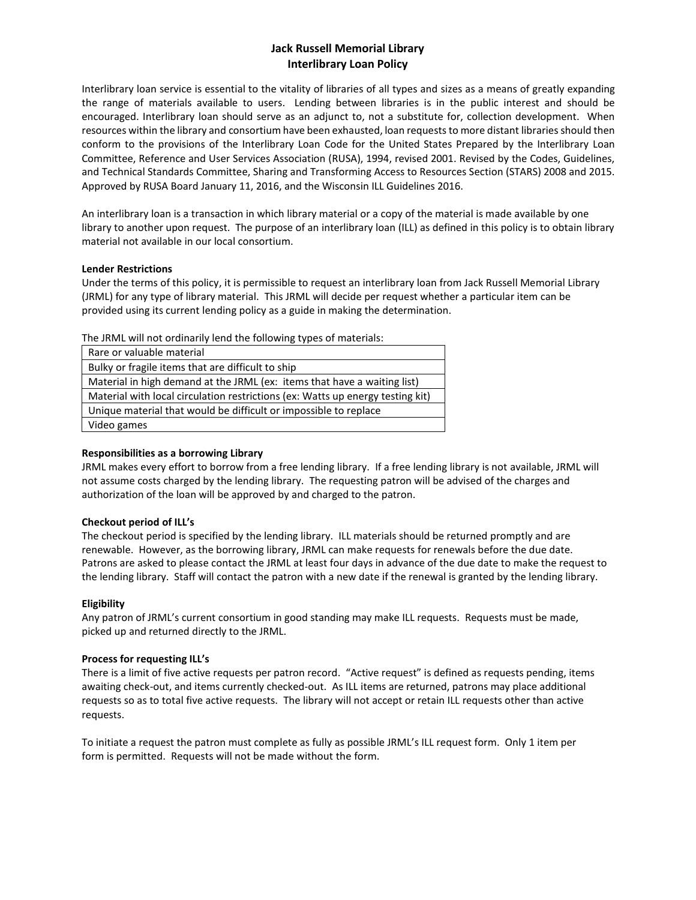# Jack Russell Memorial Library
## Interlibrary Loan Policy

Interlibrary loan service is essential to the vitality of libraries of all types and sizes as a means of greatly expanding the range of materials available to users. Lending between libraries is in the public interest and should be encouraged. Interlibrary loan should serve as an adjunct to, not a substitute for, collection development. When resources within the library and consortium have been exhausted, loan requests to more distant libraries should then conform to the provisions of the Interlibrary Loan Code for the United States Prepared by the Interlibrary Loan Committee, Reference and User Services Association (RUSA), 1994, revised 2001. Revised by the Codes, Guidelines, and Technical Standards Committee, Sharing and Transforming Access to Resources Section (STARS) 2008 and 2015. Approved by RUSA Board January 11, 2016, and the Wisconsin ILL Guidelines 2016.

An interlibrary loan is a transaction in which library material or a copy of the material is made available by one library to another upon request. The purpose of an interlibrary loan (ILL) as defined in this policy is to obtain library material not available in our local consortium.

**Lender Restrictions**

Under the terms of this policy, it is permissible to request an interlibrary loan from Jack Russell Memorial Library (JRML) for any type of library material. This JRML will decide per request whether a particular item can be provided using its current lending policy as a guide in making the determination.

The JRML will not ordinarily lend the following types of materials:

| |
|---|
| Rare or valuable material |
| Bulky or fragile items that are difficult to ship |
| Material in high demand at the JRML (ex: items that have a waiting list) |
| Material with local circulation restrictions (ex: Watts up energy testing kit) |
| Unique material that would be difficult or impossible to replace |
| Video games |

**Responsibilities as a borrowing Library**

JRML makes every effort to borrow from a free lending library. If a free lending library is not available, JRML will not assume costs charged by the lending library. The requesting patron will be advised of the charges and authorization of the loan will be approved by and charged to the patron.

**Checkout period of ILL's**

The checkout period is specified by the lending library. ILL materials should be returned promptly and are renewable. However, as the borrowing library, JRML can make requests for renewals before the due date. Patrons are asked to please contact the JRML at least four days in advance of the due date to make the request to the lending library. Staff will contact the patron with a new date if the renewal is granted by the lending library.

**Eligibility**

Any patron of JRML's current consortium in good standing may make ILL requests. Requests must be made, picked up and returned directly to the JRML.

**Process for requesting ILL's**

There is a limit of five active requests per patron record. "Active request" is defined as requests pending, items awaiting check-out, and items currently checked-out. As ILL items are returned, patrons may place additional requests so as to total five active requests. The library will not accept or retain ILL requests other than active requests.

To initiate a request the patron must complete as fully as possible JRML's ILL request form. Only 1 item per form is permitted. Requests will not be made without the form.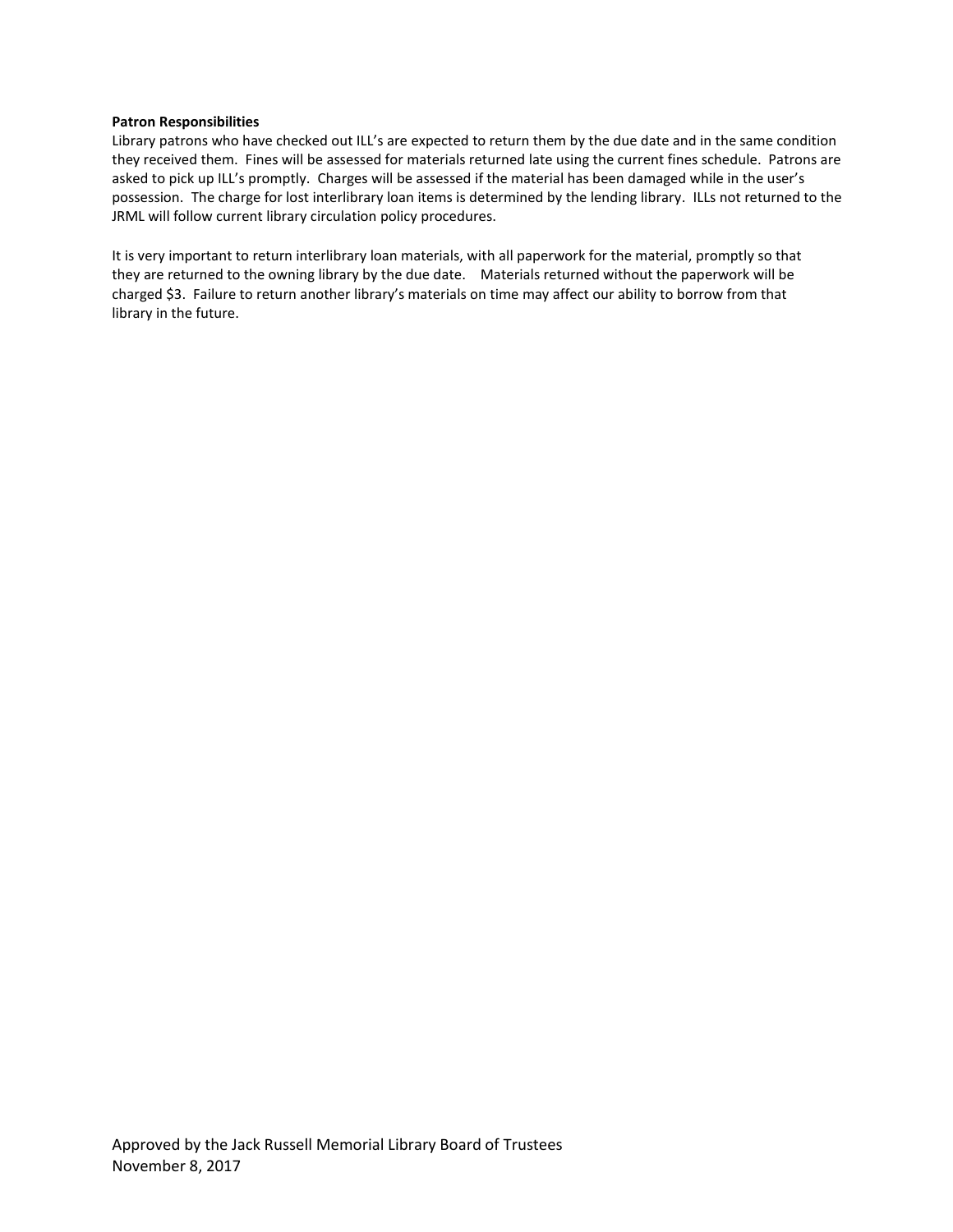**Patron Responsibilities**

Library patrons who have checked out ILL's are expected to return them by the due date and in the same condition they received them. Fines will be assessed for materials returned late using the current fines schedule. Patrons are asked to pick up ILL's promptly. Charges will be assessed if the material has been damaged while in the user's possession. The charge for lost interlibrary loan items is determined by the lending library. ILLs not returned to the JRML will follow current library circulation policy procedures.

It is very important to return interlibrary loan materials, with all paperwork for the material, promptly so that they are returned to the owning library by the due date. Materials returned without the paperwork will be charged $3. Failure to return another library's materials on time may affect our ability to borrow from that library in the future.

Approved by the Jack Russell Memorial Library Board of Trustees
November 8, 2017